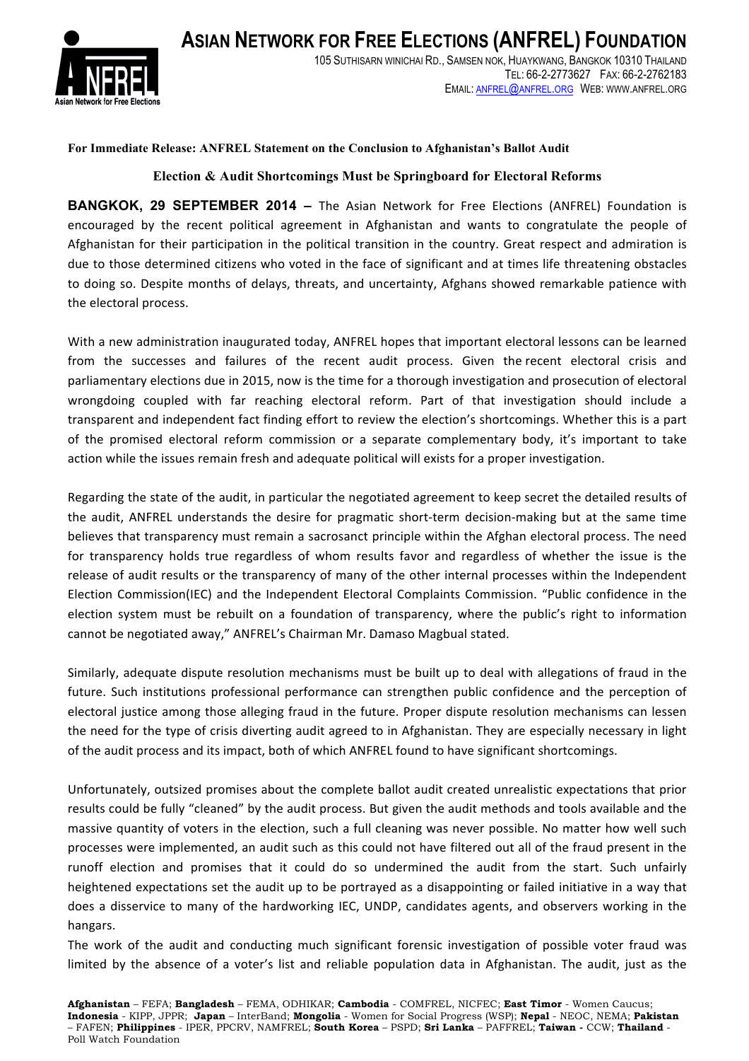# Asian Network for Free Elections (ANFREL) Foundation

105 Suthisarn Winichai Rd., Samsen Nok, Huaykwang, Bangkok 10310 Thailand
Tel: 66-2-2773627 Fax: 66-2-2762183
Email: anfrel@anfrel.org Web: www.anfrel.org

**For Immediate Release: ANFREL Statement on the Conclusion to Afghanistan's Ballot Audit**

## Election & Audit Shortcomings Must be Springboard for Electoral Reforms

**BANGKOK, 29 SEPTEMBER 2014 –** The Asian Network for Free Elections (ANFREL) Foundation is encouraged by the recent political agreement in Afghanistan and wants to congratulate the people of Afghanistan for their participation in the political transition in the country. Great respect and admiration is due to those determined citizens who voted in the face of significant and at times life threatening obstacles to doing so. Despite months of delays, threats, and uncertainty, Afghans showed remarkable patience with the electoral process.

With a new administration inaugurated today, ANFREL hopes that important electoral lessons can be learned from the successes and failures of the recent audit process. Given the recent electoral crisis and parliamentary elections due in 2015, now is the time for a thorough investigation and prosecution of electoral wrongdoing coupled with far reaching electoral reform. Part of that investigation should include a transparent and independent fact finding effort to review the election's shortcomings. Whether this is a part of the promised electoral reform commission or a separate complementary body, it's important to take action while the issues remain fresh and adequate political will exists for a proper investigation.

Regarding the state of the audit, in particular the negotiated agreement to keep secret the detailed results of the audit, ANFREL understands the desire for pragmatic short-term decision-making but at the same time believes that transparency must remain a sacrosanct principle within the Afghan electoral process. The need for transparency holds true regardless of whom results favor and regardless of whether the issue is the release of audit results or the transparency of many of the other internal processes within the Independent Election Commission(IEC) and the Independent Electoral Complaints Commission. "Public confidence in the election system must be rebuilt on a foundation of transparency, where the public's right to information cannot be negotiated away," ANFREL's Chairman Mr. Damaso Magbual stated.

Similarly, adequate dispute resolution mechanisms must be built up to deal with allegations of fraud in the future. Such institutions professional performance can strengthen public confidence and the perception of electoral justice among those alleging fraud in the future. Proper dispute resolution mechanisms can lessen the need for the type of crisis diverting audit agreed to in Afghanistan. They are especially necessary in light of the audit process and its impact, both of which ANFREL found to have significant shortcomings.

Unfortunately, outsized promises about the complete ballot audit created unrealistic expectations that prior results could be fully "cleaned" by the audit process. But given the audit methods and tools available and the massive quantity of voters in the election, such a full cleaning was never possible. No matter how well such processes were implemented, an audit such as this could not have filtered out all of the fraud present in the runoff election and promises that it could do so undermined the audit from the start. Such unfairly heightened expectations set the audit up to be portrayed as a disappointing or failed initiative in a way that does a disservice to many of the hardworking IEC, UNDP, candidates agents, and observers working in the hangars.

The work of the audit and conducting much significant forensic investigation of possible voter fraud was limited by the absence of a voter's list and reliable population data in Afghanistan. The audit, just as the

**Afghanistan** – FEFA; **Bangladesh** – FEMA, ODHIKAR; **Cambodia** - COMFREL, NICFEC; **East Timor** - Women Caucus; **Indonesia** - KIPP, JPPR; **Japan** – InterBand; **Mongolia** - Women for Social Progress (WSP); **Nepal** - NEOC, NEMA; **Pakistan** – FAFEN; **Philippines** - IPER, PPCRV, NAMFREL; **South Korea** – PSPD; **Sri Lanka** – PAFFREL; **Taiwan** - CCW; **Thailand** - Poll Watch Foundation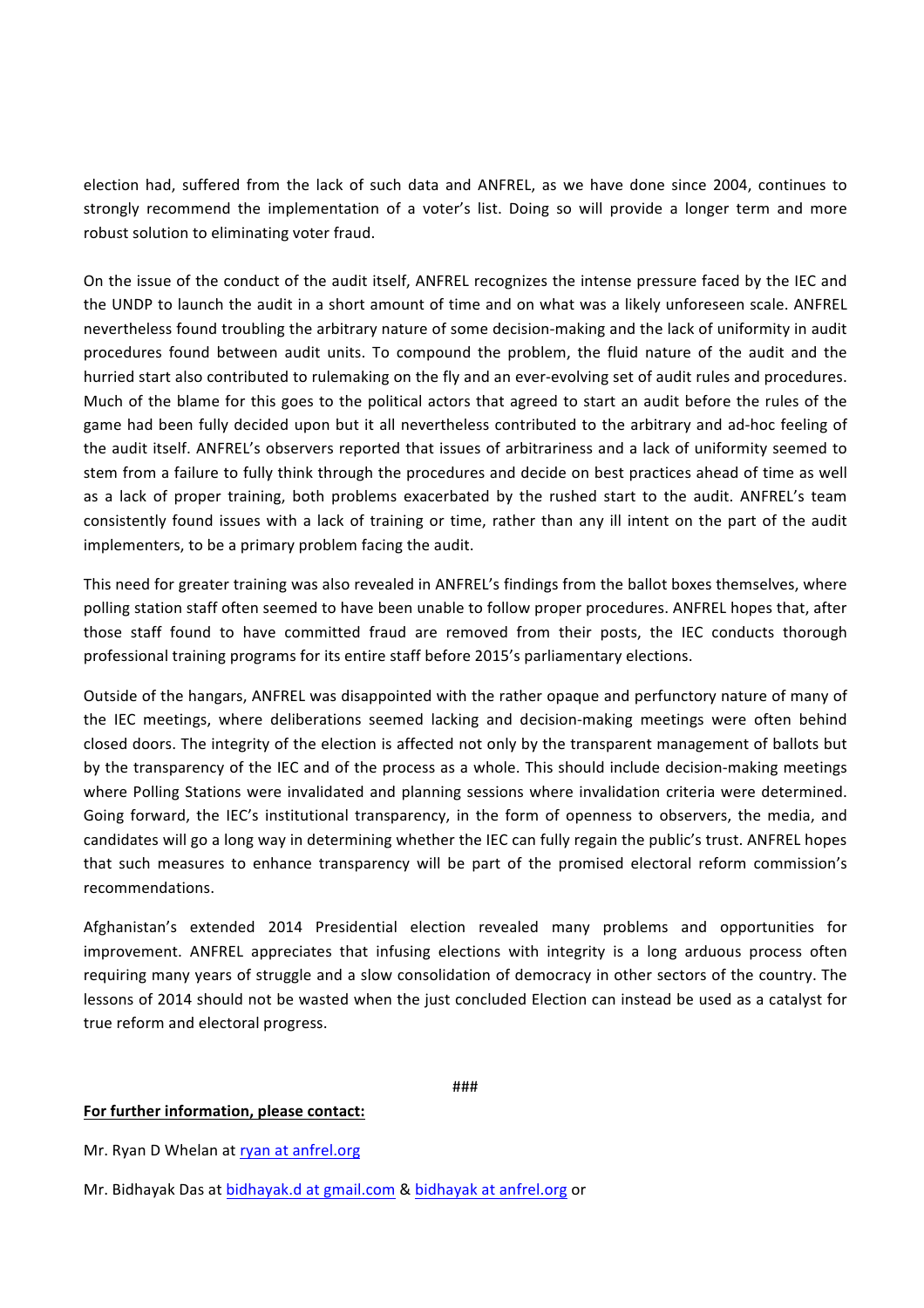election had, suffered from the lack of such data and ANFREL, as we have done since 2004, continues to strongly recommend the implementation of a voter's list. Doing so will provide a longer term and more robust solution to eliminating voter fraud.

On the issue of the conduct of the audit itself, ANFREL recognizes the intense pressure faced by the IEC and the UNDP to launch the audit in a short amount of time and on what was a likely unforeseen scale. ANFREL nevertheless found troubling the arbitrary nature of some decision-making and the lack of uniformity in audit procedures found between audit units. To compound the problem, the fluid nature of the audit and the hurried start also contributed to rulemaking on the fly and an ever-evolving set of audit rules and procedures. Much of the blame for this goes to the political actors that agreed to start an audit before the rules of the game had been fully decided upon but it all nevertheless contributed to the arbitrary and ad-hoc feeling of the audit itself. ANFREL's observers reported that issues of arbitrariness and a lack of uniformity seemed to stem from a failure to fully think through the procedures and decide on best practices ahead of time as well as a lack of proper training, both problems exacerbated by the rushed start to the audit. ANFREL's team consistently found issues with a lack of training or time, rather than any ill intent on the part of the audit implementers, to be a primary problem facing the audit.

This need for greater training was also revealed in ANFREL's findings from the ballot boxes themselves, where polling station staff often seemed to have been unable to follow proper procedures. ANFREL hopes that, after those staff found to have committed fraud are removed from their posts, the IEC conducts thorough professional training programs for its entire staff before 2015's parliamentary elections.

Outside of the hangars, ANFREL was disappointed with the rather opaque and perfunctory nature of many of the IEC meetings, where deliberations seemed lacking and decision-making meetings were often behind closed doors. The integrity of the election is affected not only by the transparent management of ballots but by the transparency of the IEC and of the process as a whole. This should include decision-making meetings where Polling Stations were invalidated and planning sessions where invalidation criteria were determined. Going forward, the IEC's institutional transparency, in the form of openness to observers, the media, and candidates will go a long way in determining whether the IEC can fully regain the public's trust. ANFREL hopes that such measures to enhance transparency will be part of the promised electoral reform commission's recommendations.

Afghanistan's extended 2014 Presidential election revealed many problems and opportunities for improvement. ANFREL appreciates that infusing elections with integrity is a long arduous process often requiring many years of struggle and a slow consolidation of democracy in other sectors of the country. The lessons of 2014 should not be wasted when the just concluded Election can instead be used as a catalyst for true reform and electoral progress.

###

**For further information, please contact:**

Mr. Ryan D Whelan at ryan at anfrel.org

Mr. Bidhayak Das at bidhayak.d at gmail.com & bidhayak at anfrel.org or